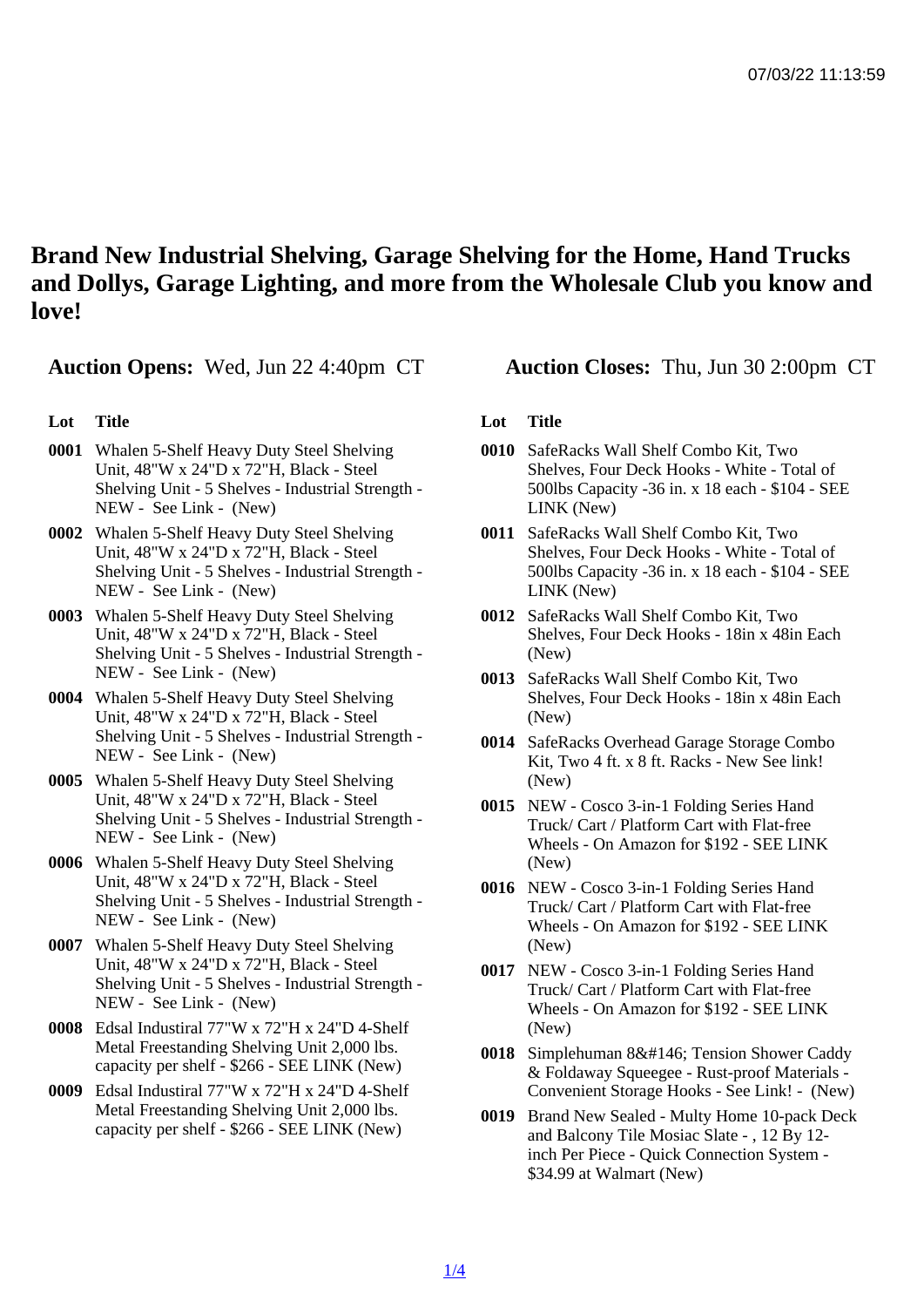# Brand New Industrial Shelving, Garage Shelving for the Home, Hand Trucks and Dollys, Garage Lighting, and more from the Wholesale Club you know and love!

**Auction Opens:** Wed, Jun 22 4:40pm CT

**Auction Closes:** Thu, Jun 30 2:00pm CT

| Lot | Title |
|---|---|
| 0001 | Whalen 5-Shelf Heavy Duty Steel Shelving Unit, 48"W x 24"D x 72"H, Black - Steel Shelving Unit - 5 Shelves - Industrial Strength - NEW - See Link - (New) |
| 0002 | Whalen 5-Shelf Heavy Duty Steel Shelving Unit, 48"W x 24"D x 72"H, Black - Steel Shelving Unit - 5 Shelves - Industrial Strength - NEW - See Link - (New) |
| 0003 | Whalen 5-Shelf Heavy Duty Steel Shelving Unit, 48"W x 24"D x 72"H, Black - Steel Shelving Unit - 5 Shelves - Industrial Strength - NEW - See Link - (New) |
| 0004 | Whalen 5-Shelf Heavy Duty Steel Shelving Unit, 48"W x 24"D x 72"H, Black - Steel Shelving Unit - 5 Shelves - Industrial Strength - NEW - See Link - (New) |
| 0005 | Whalen 5-Shelf Heavy Duty Steel Shelving Unit, 48"W x 24"D x 72"H, Black - Steel Shelving Unit - 5 Shelves - Industrial Strength - NEW - See Link - (New) |
| 0006 | Whalen 5-Shelf Heavy Duty Steel Shelving Unit, 48"W x 24"D x 72"H, Black - Steel Shelving Unit - 5 Shelves - Industrial Strength - NEW - See Link - (New) |
| 0007 | Whalen 5-Shelf Heavy Duty Steel Shelving Unit, 48"W x 24"D x 72"H, Black - Steel Shelving Unit - 5 Shelves - Industrial Strength - NEW - See Link - (New) |
| 0008 | Edsal Industiral 77"W x 72"H x 24"D 4-Shelf Metal Freestanding Shelving Unit 2,000 lbs. capacity per shelf - $266 - SEE LINK (New) |
| 0009 | Edsal Industiral 77"W x 72"H x 24"D 4-Shelf Metal Freestanding Shelving Unit 2,000 lbs. capacity per shelf - $266 - SEE LINK (New) |
| 0010 | SafeRacks Wall Shelf Combo Kit, Two Shelves, Four Deck Hooks - White - Total of 500lbs Capacity -36 in. x 18 each - $104 - SEE LINK (New) |
| 0011 | SafeRacks Wall Shelf Combo Kit, Two Shelves, Four Deck Hooks - White - Total of 500lbs Capacity -36 in. x 18 each - $104 - SEE LINK (New) |
| 0012 | SafeRacks Wall Shelf Combo Kit, Two Shelves, Four Deck Hooks - 18in x 48in Each (New) |
| 0013 | SafeRacks Wall Shelf Combo Kit, Two Shelves, Four Deck Hooks - 18in x 48in Each (New) |
| 0014 | SafeRacks Overhead Garage Storage Combo Kit, Two 4 ft. x 8 ft. Racks - New See link! (New) |
| 0015 | NEW - Cosco 3-in-1 Folding Series Hand Truck/ Cart / Platform Cart with Flat-free Wheels - On Amazon for $192 - SEE LINK (New) |
| 0016 | NEW - Cosco 3-in-1 Folding Series Hand Truck/ Cart / Platform Cart with Flat-free Wheels - On Amazon for $192 - SEE LINK (New) |
| 0017 | NEW - Cosco 3-in-1 Folding Series Hand Truck/ Cart / Platform Cart with Flat-free Wheels - On Amazon for $192 - SEE LINK (New) |
| 0018 | Simplehuman 8&#146; Tension Shower Caddy & Foldaway Squeegee - Rust-proof Materials - Convenient Storage Hooks - See Link! - (New) |
| 0019 | Brand New Sealed - Multy Home 10-pack Deck and Balcony Tile Mosiac Slate - , 12 By 12-inch Per Piece - Quick Connection System - $34.99 at Walmart (New) |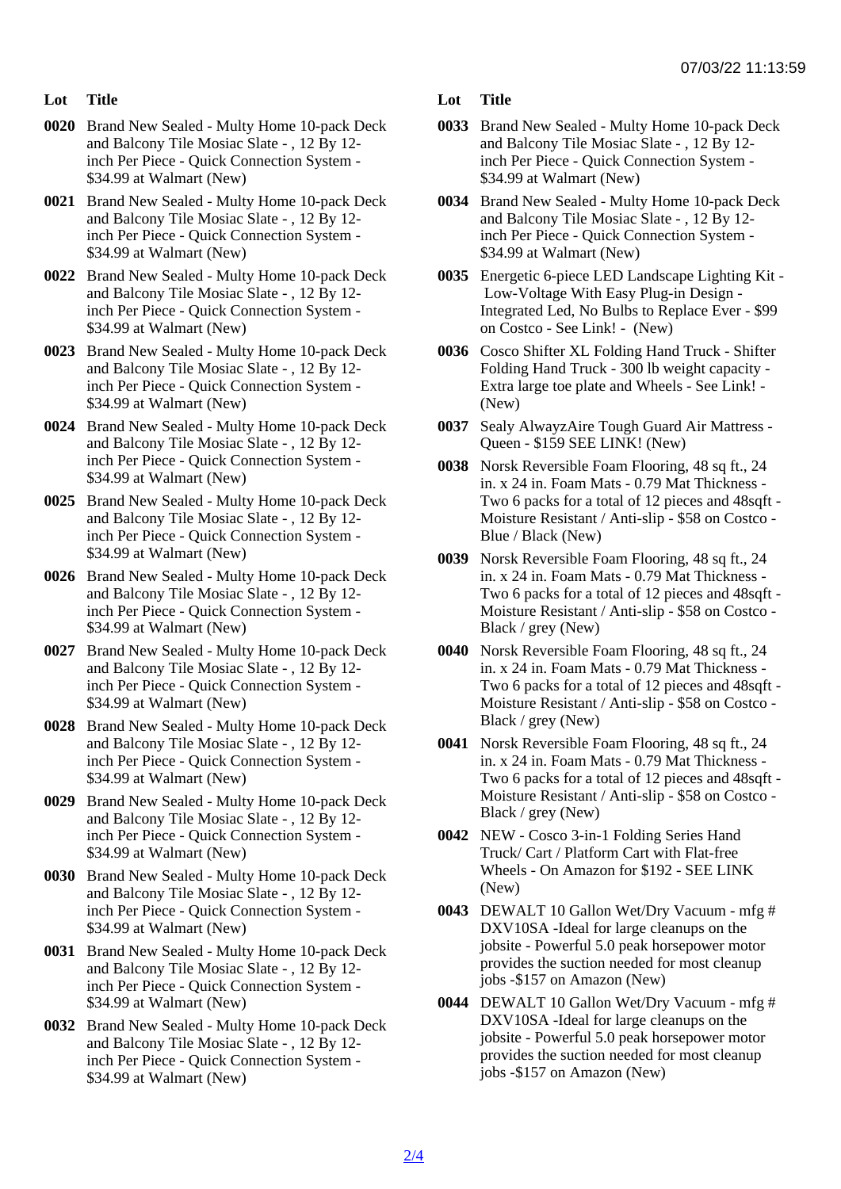| Lot | Title |
| --- | --- |
| 0020 | Brand New Sealed - Multy Home 10-pack Deck and Balcony Tile Mosiac Slate - , 12 By 12-inch Per Piece - Quick Connection System - $34.99 at Walmart (New) |
| 0021 | Brand New Sealed - Multy Home 10-pack Deck and Balcony Tile Mosiac Slate - , 12 By 12-inch Per Piece - Quick Connection System - $34.99 at Walmart (New) |
| 0022 | Brand New Sealed - Multy Home 10-pack Deck and Balcony Tile Mosiac Slate - , 12 By 12-inch Per Piece - Quick Connection System - $34.99 at Walmart (New) |
| 0023 | Brand New Sealed - Multy Home 10-pack Deck and Balcony Tile Mosiac Slate - , 12 By 12-inch Per Piece - Quick Connection System - $34.99 at Walmart (New) |
| 0024 | Brand New Sealed - Multy Home 10-pack Deck and Balcony Tile Mosiac Slate - , 12 By 12-inch Per Piece - Quick Connection System - $34.99 at Walmart (New) |
| 0025 | Brand New Sealed - Multy Home 10-pack Deck and Balcony Tile Mosiac Slate - , 12 By 12-inch Per Piece - Quick Connection System - $34.99 at Walmart (New) |
| 0026 | Brand New Sealed - Multy Home 10-pack Deck and Balcony Tile Mosiac Slate - , 12 By 12-inch Per Piece - Quick Connection System - $34.99 at Walmart (New) |
| 0027 | Brand New Sealed - Multy Home 10-pack Deck and Balcony Tile Mosiac Slate - , 12 By 12-inch Per Piece - Quick Connection System - $34.99 at Walmart (New) |
| 0028 | Brand New Sealed - Multy Home 10-pack Deck and Balcony Tile Mosiac Slate - , 12 By 12-inch Per Piece - Quick Connection System - $34.99 at Walmart (New) |
| 0029 | Brand New Sealed - Multy Home 10-pack Deck and Balcony Tile Mosiac Slate - , 12 By 12-inch Per Piece - Quick Connection System - $34.99 at Walmart (New) |
| 0030 | Brand New Sealed - Multy Home 10-pack Deck and Balcony Tile Mosiac Slate - , 12 By 12-inch Per Piece - Quick Connection System - $34.99 at Walmart (New) |
| 0031 | Brand New Sealed - Multy Home 10-pack Deck and Balcony Tile Mosiac Slate - , 12 By 12-inch Per Piece - Quick Connection System - $34.99 at Walmart (New) |
| 0032 | Brand New Sealed - Multy Home 10-pack Deck and Balcony Tile Mosiac Slate - , 12 By 12-inch Per Piece - Quick Connection System - $34.99 at Walmart (New) |
| 0033 | Brand New Sealed - Multy Home 10-pack Deck and Balcony Tile Mosiac Slate - , 12 By 12-inch Per Piece - Quick Connection System - $34.99 at Walmart (New) |
| 0034 | Brand New Sealed - Multy Home 10-pack Deck and Balcony Tile Mosiac Slate - , 12 By 12-inch Per Piece - Quick Connection System - $34.99 at Walmart (New) |
| 0035 | Energetic 6-piece LED Landscape Lighting Kit - Low-Voltage With Easy Plug-in Design - Integrated Led, No Bulbs to Replace Ever - $99 on Costco - See Link! - (New) |
| 0036 | Cosco Shifter XL Folding Hand Truck - Shifter Folding Hand Truck - 300 lb weight capacity - Extra large toe plate and Wheels - See Link! - (New) |
| 0037 | Sealy AlwayzAire Tough Guard Air Mattress - Queen - $159 SEE LINK! (New) |
| 0038 | Norsk Reversible Foam Flooring, 48 sq ft., 24 in. x 24 in. Foam Mats - 0.79 Mat Thickness - Two 6 packs for a total of 12 pieces and 48sqft - Moisture Resistant / Anti-slip - $58 on Costco - Blue / Black (New) |
| 0039 | Norsk Reversible Foam Flooring, 48 sq ft., 24 in. x 24 in. Foam Mats - 0.79 Mat Thickness - Two 6 packs for a total of 12 pieces and 48sqft - Moisture Resistant / Anti-slip - $58 on Costco - Black / grey (New) |
| 0040 | Norsk Reversible Foam Flooring, 48 sq ft., 24 in. x 24 in. Foam Mats - 0.79 Mat Thickness - Two 6 packs for a total of 12 pieces and 48sqft - Moisture Resistant / Anti-slip - $58 on Costco - Black / grey (New) |
| 0041 | Norsk Reversible Foam Flooring, 48 sq ft., 24 in. x 24 in. Foam Mats - 0.79 Mat Thickness - Two 6 packs for a total of 12 pieces and 48sqft - Moisture Resistant / Anti-slip - $58 on Costco - Black / grey (New) |
| 0042 | NEW - Cosco 3-in-1 Folding Series Hand Truck/ Cart / Platform Cart with Flat-free Wheels - On Amazon for $192 - SEE LINK (New) |
| 0043 | DEWALT 10 Gallon Wet/Dry Vacuum - mfg # DXV10SA -Ideal for large cleanups on the jobsite - Powerful 5.0 peak horsepower motor provides the suction needed for most cleanup jobs -$157 on Amazon (New) |
| 0044 | DEWALT 10 Gallon Wet/Dry Vacuum - mfg # DXV10SA -Ideal for large cleanups on the jobsite - Powerful 5.0 peak horsepower motor provides the suction needed for most cleanup jobs -$157 on Amazon (New) |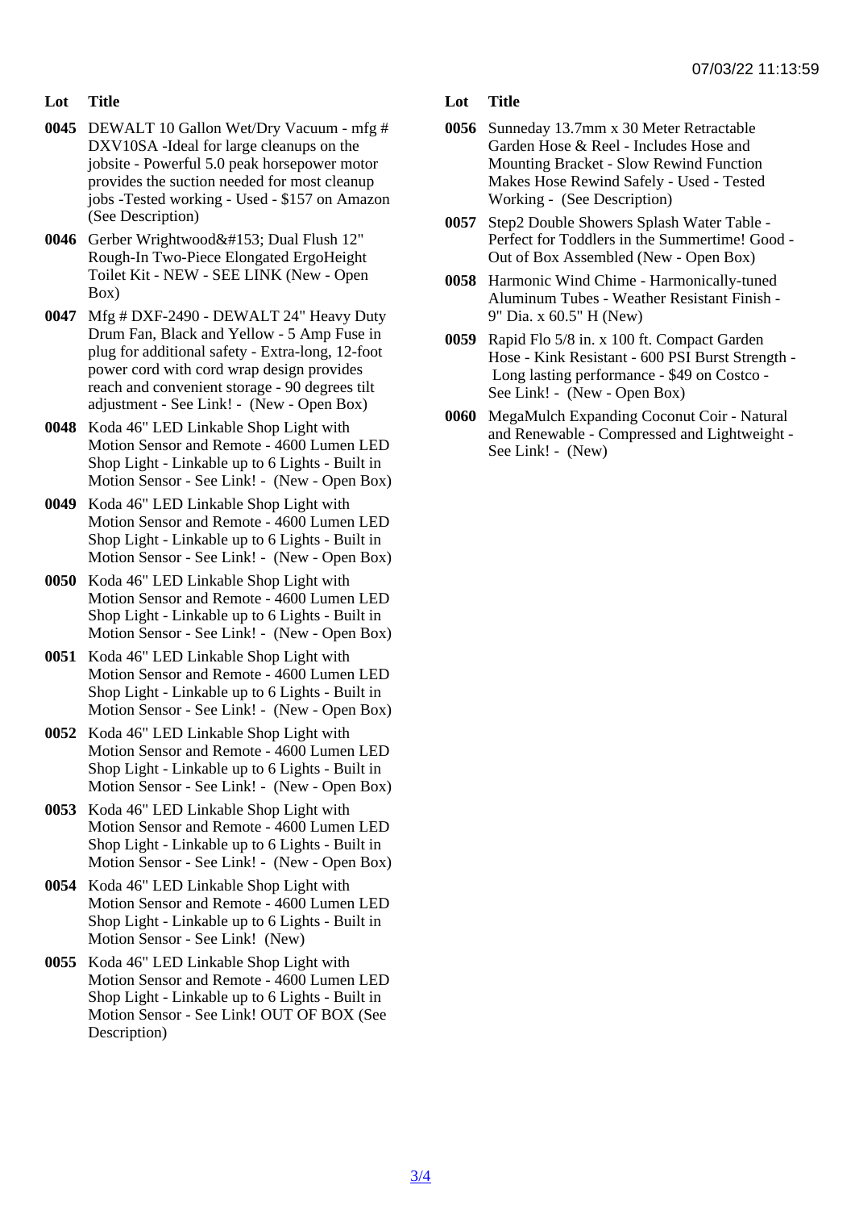| Lot | Title |
| --- | --- |
| 0045 | DEWALT 10 Gallon Wet/Dry Vacuum - mfg # DXV10SA -Ideal for large cleanups on the jobsite - Powerful 5.0 peak horsepower motor provides the suction needed for most cleanup jobs -Tested working - Used - $157 on Amazon (See Description) |
| 0046 | Gerber Wrightwood&#153; Dual Flush 12" Rough-In Two-Piece Elongated ErgoHeight Toilet Kit - NEW - SEE LINK (New - Open Box) |
| 0047 | Mfg # DXF-2490 - DEWALT 24" Heavy Duty Drum Fan, Black and Yellow - 5 Amp Fuse in plug for additional safety - Extra-long, 12-foot power cord with cord wrap design provides reach and convenient storage - 90 degrees tilt adjustment - See Link! - (New - Open Box) |
| 0048 | Koda 46" LED Linkable Shop Light with Motion Sensor and Remote - 4600 Lumen LED Shop Light - Linkable up to 6 Lights - Built in Motion Sensor - See Link! - (New - Open Box) |
| 0049 | Koda 46" LED Linkable Shop Light with Motion Sensor and Remote - 4600 Lumen LED Shop Light - Linkable up to 6 Lights - Built in Motion Sensor - See Link! - (New - Open Box) |
| 0050 | Koda 46" LED Linkable Shop Light with Motion Sensor and Remote - 4600 Lumen LED Shop Light - Linkable up to 6 Lights - Built in Motion Sensor - See Link! - (New - Open Box) |
| 0051 | Koda 46" LED Linkable Shop Light with Motion Sensor and Remote - 4600 Lumen LED Shop Light - Linkable up to 6 Lights - Built in Motion Sensor - See Link! - (New - Open Box) |
| 0052 | Koda 46" LED Linkable Shop Light with Motion Sensor and Remote - 4600 Lumen LED Shop Light - Linkable up to 6 Lights - Built in Motion Sensor - See Link! - (New - Open Box) |
| 0053 | Koda 46" LED Linkable Shop Light with Motion Sensor and Remote - 4600 Lumen LED Shop Light - Linkable up to 6 Lights - Built in Motion Sensor - See Link! - (New - Open Box) |
| 0054 | Koda 46" LED Linkable Shop Light with Motion Sensor and Remote - 4600 Lumen LED Shop Light - Linkable up to 6 Lights - Built in Motion Sensor - See Link! (New) |
| 0055 | Koda 46" LED Linkable Shop Light with Motion Sensor and Remote - 4600 Lumen LED Shop Light - Linkable up to 6 Lights - Built in Motion Sensor - See Link! OUT OF BOX (See Description) |
| 0056 | Sunneday 13.7mm x 30 Meter Retractable Garden Hose & Reel - Includes Hose and Mounting Bracket - Slow Rewind Function Makes Hose Rewind Safely - Used - Tested Working - (See Description) |
| 0057 | Step2 Double Showers Splash Water Table - Perfect for Toddlers in the Summertime! Good - Out of Box Assembled (New - Open Box) |
| 0058 | Harmonic Wind Chime - Harmonically-tuned Aluminum Tubes - Weather Resistant Finish - 9" Dia. x 60.5" H (New) |
| 0059 | Rapid Flo 5/8 in. x 100 ft. Compact Garden Hose - Kink Resistant - 600 PSI Burst Strength - Long lasting performance - $49 on Costco - See Link! - (New - Open Box) |
| 0060 | MegaMulch Expanding Coconut Coir - Natural and Renewable - Compressed and Lightweight - See Link! - (New) |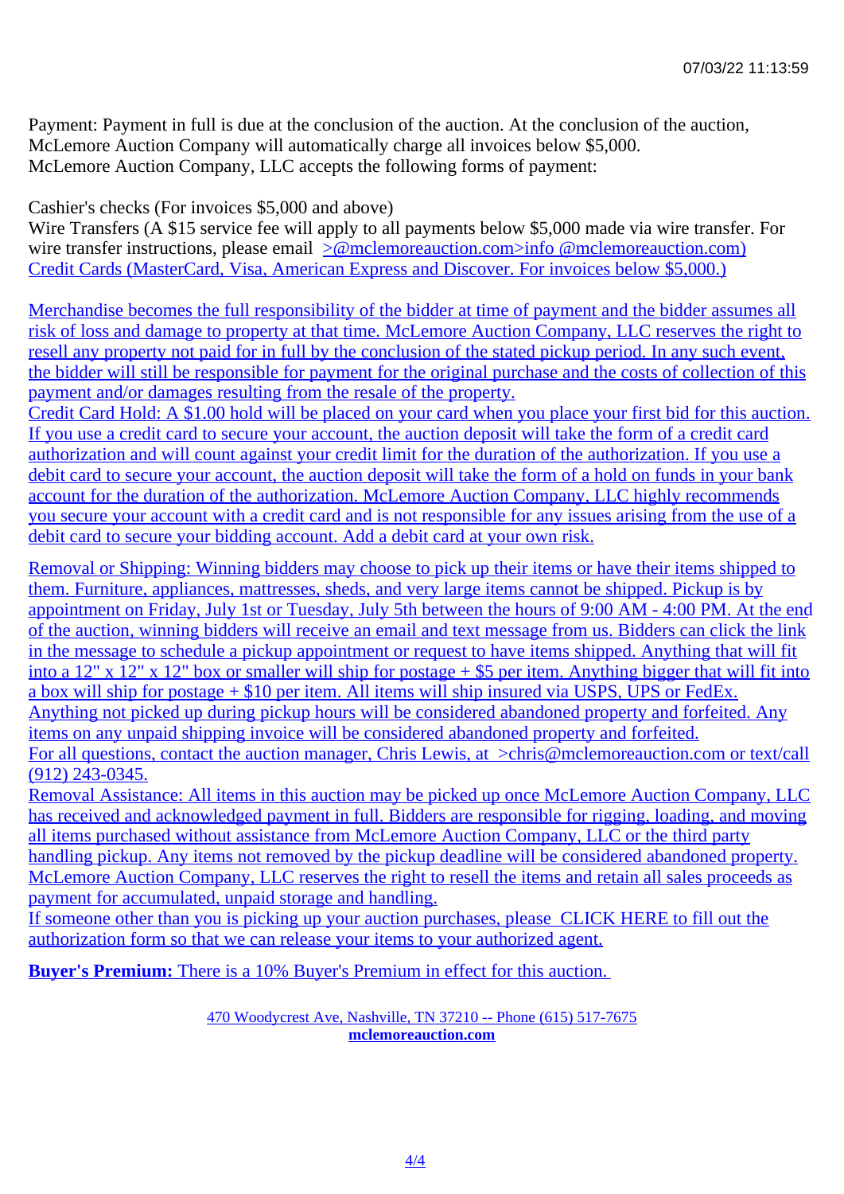Payment: Payment in full is due at the conclusion of the auction. At the conclusion of the auction, McLemore Auction Company will automatically charge all invoices below $5,000.
McLemore Auction Company, LLC accepts the following forms of payment:

Cashier's checks (For invoices $5,000 and above)
Wire Transfers (A $15 service fee will apply to all payments below $5,000 made via wire transfer. For wire transfer instructions, please email >@mclemoreauction.com>info @mclemoreauction.com)
Credit Cards (MasterCard, Visa, American Express and Discover. For invoices below $5,000.)

Merchandise becomes the full responsibility of the bidder at time of payment and the bidder assumes all risk of loss and damage to property at that time. McLemore Auction Company, LLC reserves the right to resell any property not paid for in full by the conclusion of the stated pickup period. In any such event, the bidder will still be responsible for payment for the original purchase and the costs of collection of this payment and/or damages resulting from the resale of the property.
Credit Card Hold: A $1.00 hold will be placed on your card when you place your first bid for this auction. If you use a credit card to secure your account, the auction deposit will take the form of a credit card authorization and will count against your credit limit for the duration of the authorization. If you use a debit card to secure your account, the auction deposit will take the form of a hold on funds in your bank account for the duration of the authorization. McLemore Auction Company, LLC highly recommends you secure your account with a credit card and is not responsible for any issues arising from the use of a debit card to secure your bidding account. Add a debit card at your own risk.

Removal or Shipping: Winning bidders may choose to pick up their items or have their items shipped to them. Furniture, appliances, mattresses, sheds, and very large items cannot be shipped. Pickup is by appointment on Friday, July 1st or Tuesday, July 5th between the hours of 9:00 AM - 4:00 PM. At the end of the auction, winning bidders will receive an email and text message from us. Bidders can click the link in the message to schedule a pickup appointment or request to have items shipped. Anything that will fit into a 12" x 12" x 12" box or smaller will ship for postage + $5 per item. Anything bigger that will fit into a box will ship for postage + $10 per item. All items will ship insured via USPS, UPS or FedEx.
Anything not picked up during pickup hours will be considered abandoned property and forfeited. Any items on any unpaid shipping invoice will be considered abandoned property and forfeited.
For all questions, contact the auction manager, Chris Lewis, at >chris@mclemoreauction.com or text/call (912) 243-0345.
Removal Assistance: All items in this auction may be picked up once McLemore Auction Company, LLC has received and acknowledged payment in full. Bidders are responsible for rigging, loading, and moving all items purchased without assistance from McLemore Auction Company, LLC or the third party handling pickup. Any items not removed by the pickup deadline will be considered abandoned property. McLemore Auction Company, LLC reserves the right to resell the items and retain all sales proceeds as payment for accumulated, unpaid storage and handling.
If someone other than you is picking up your auction purchases, please CLICK HERE to fill out the authorization form so that we can release your items to your authorized agent.

**Buyer's Premium:** There is a 10% Buyer's Premium in effect for this auction.

470 Woodycrest Ave, Nashville, TN 37210 -- Phone (615) 517-7675
**mclemoreauction.com**